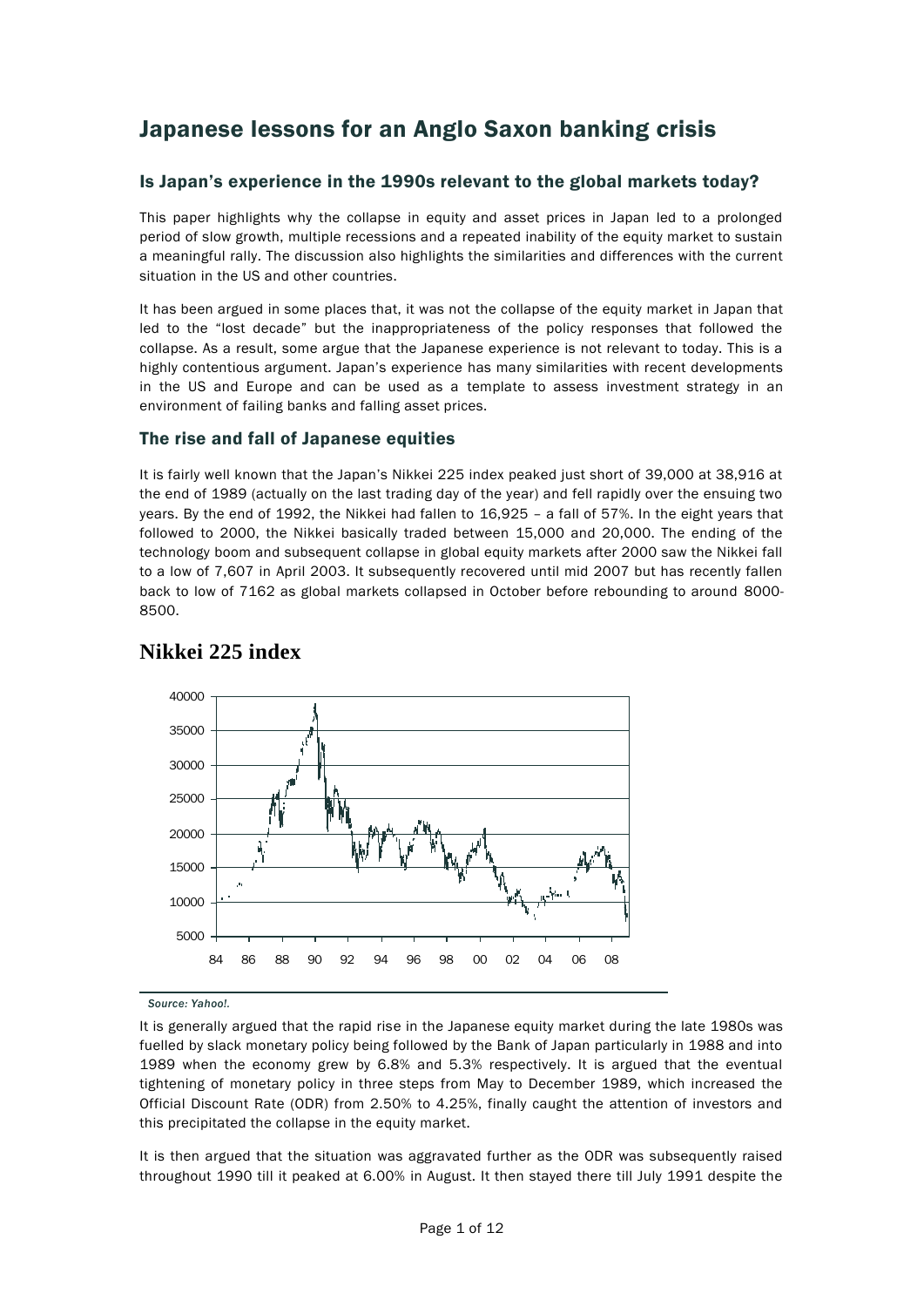# Japanese lessons for an Anglo Saxon banking crisis

## Is Japan's experience in the 1990s relevant to the global markets today?

This paper highlights why the collapse in equity and asset prices in Japan led to a prolonged period of slow growth, multiple recessions and a repeated inability of the equity market to sustain a meaningful rally. The discussion also highlights the similarities and differences with the current situation in the US and other countries.

It has been argued in some places that, it was not the collapse of the equity market in Japan that led to the "lost decade" but the inappropriateness of the policy responses that followed the collapse. As a result, some argue that the Japanese experience is not relevant to today. This is a highly contentious argument. Japan's experience has many similarities with recent developments in the US and Europe and can be used as a template to assess investment strategy in an environment of failing banks and falling asset prices.

## The rise and fall of Japanese equities

It is fairly well known that the Japan's Nikkei 225 index peaked just short of 39,000 at 38,916 at the end of 1989 (actually on the last trading day of the year) and fell rapidly over the ensuing two years. By the end of 1992, the Nikkei had fallen to 16,925 – a fall of 57%. In the eight years that followed to 2000, the Nikkei basically traded between 15,000 and 20,000. The ending of the technology boom and subsequent collapse in global equity markets after 2000 saw the Nikkei fall to a low of 7,607 in April 2003. It subsequently recovered until mid 2007 but has recently fallen back to low of 7162 as global markets collapsed in October before rebounding to around 8000-8500.

## Nikkei 225 index

*Source: Yahoo!.*

It is generally argued that the rapid rise in the Japanese equity market during the late 1980s was fuelled by slack monetary policy being followed by the Bank of Japan particularly in 1988 and into 1989 when the economy grew by 6.8% and 5.3% respectively. It is argued that the eventual tightening of monetary policy in three steps from May to December 1989, which increased the Official Discount Rate (ODR) from 2.50% to 4.25%, finally caught the attention of investors and this precipitated the collapse in the equity market.

It is then argued that the situation was aggravated further as the ODR was subsequently raised throughout 1990 till it peaked at 6.00% in August. It then stayed there till July 1991 despite the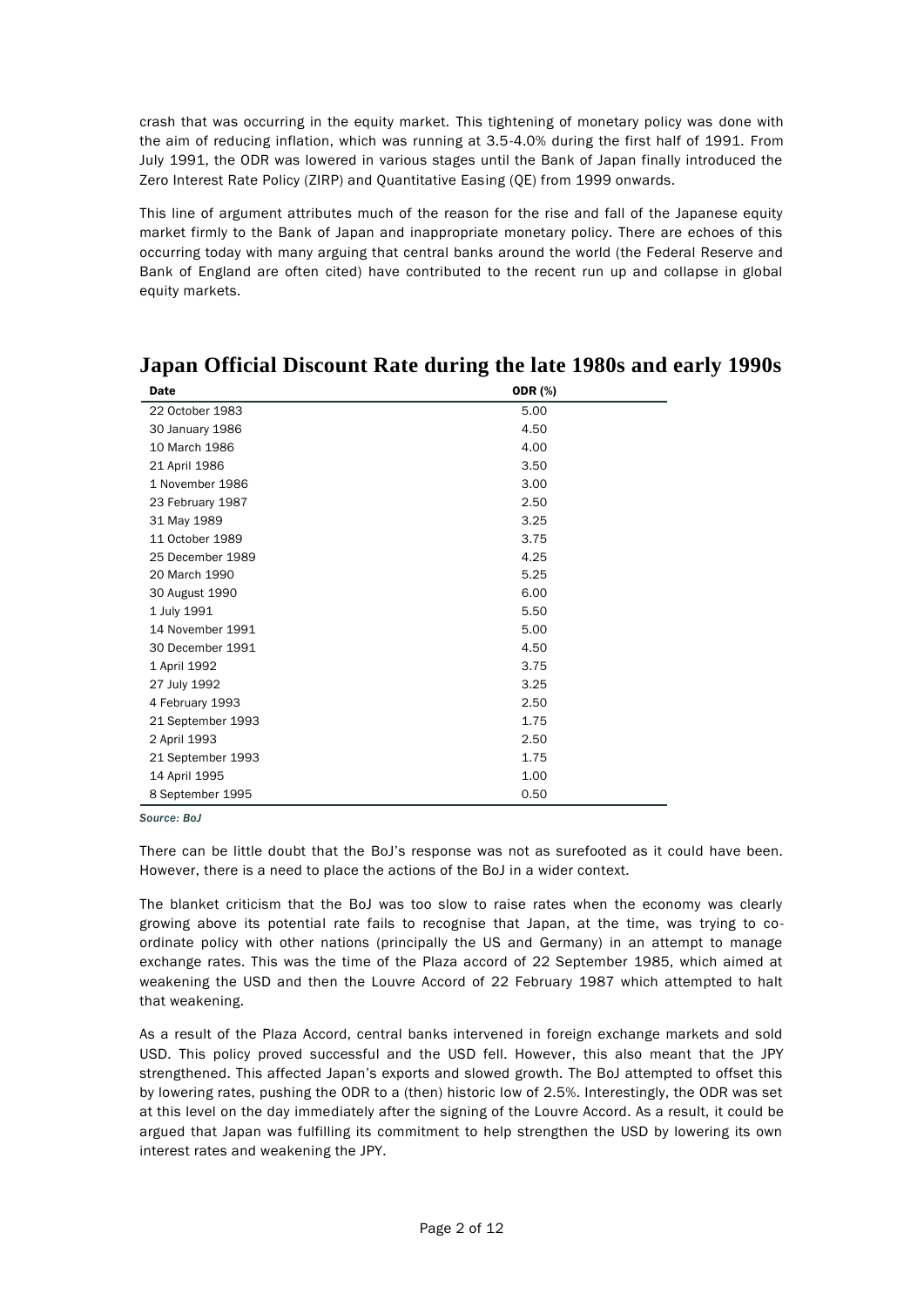crash that was occurring in the equity market. This tightening of monetary policy was done with the aim of reducing inflation, which was running at 3.5-4.0% during the first half of 1991. From July 1991, the ODR was lowered in various stages until the Bank of Japan finally introduced the Zero Interest Rate Policy (ZIRP) and Quantitative Easing (QE) from 1999 onwards.

This line of argument attributes much of the reason for the rise and fall of the Japanese equity market firmly to the Bank of Japan and inappropriate monetary policy. There are echoes of this occurring today with many arguing that central banks around the world (the Federal Reserve and Bank of England are often cited) have contributed to the recent run up and collapse in global equity markets.

## Japan Official Discount Rate during the late 1980s and early 1990s

| Date | ODR (%) |
|---|---|
| 22 October 1983 | 5.00 |
| 30 January 1986 | 4.50 |
| 10 March 1986 | 4.00 |
| 21 April 1986 | 3.50 |
| 1 November 1986 | 3.00 |
| 23 February 1987 | 2.50 |
| 31 May 1989 | 3.25 |
| 11 October 1989 | 3.75 |
| 25 December 1989 | 4.25 |
| 20 March 1990 | 5.25 |
| 30 August 1990 | 6.00 |
| 1 July 1991 | 5.50 |
| 14 November 1991 | 5.00 |
| 30 December 1991 | 4.50 |
| 1 April 1992 | 3.75 |
| 27 July 1992 | 3.25 |
| 4 February 1993 | 2.50 |
| 21 September 1993 | 1.75 |
| 2 April 1993 | 2.50 |
| 21 September 1993 | 1.75 |
| 14 April 1995 | 1.00 |
| 8 September 1995 | 0.50 |

*Source: BoJ*

There can be little doubt that the BoJ's response was not as surefooted as it could have been. However, there is a need to place the actions of the BoJ in a wider context.

The blanket criticism that the BoJ was too slow to raise rates when the economy was clearly growing above its potential rate fails to recognise that Japan, at the time, was trying to co-ordinate policy with other nations (principally the US and Germany) in an attempt to manage exchange rates. This was the time of the Plaza accord of 22 September 1985, which aimed at weakening the USD and then the Louvre Accord of 22 February 1987 which attempted to halt that weakening.

As a result of the Plaza Accord, central banks intervened in foreign exchange markets and sold USD. This policy proved successful and the USD fell. However, this also meant that the JPY strengthened. This affected Japan's exports and slowed growth. The BoJ attempted to offset this by lowering rates, pushing the ODR to a (then) historic low of 2.5%. Interestingly, the ODR was set at this level on the day immediately after the signing of the Louvre Accord. As a result, it could be argued that Japan was fulfilling its commitment to help strengthen the USD by lowering its own interest rates and weakening the JPY.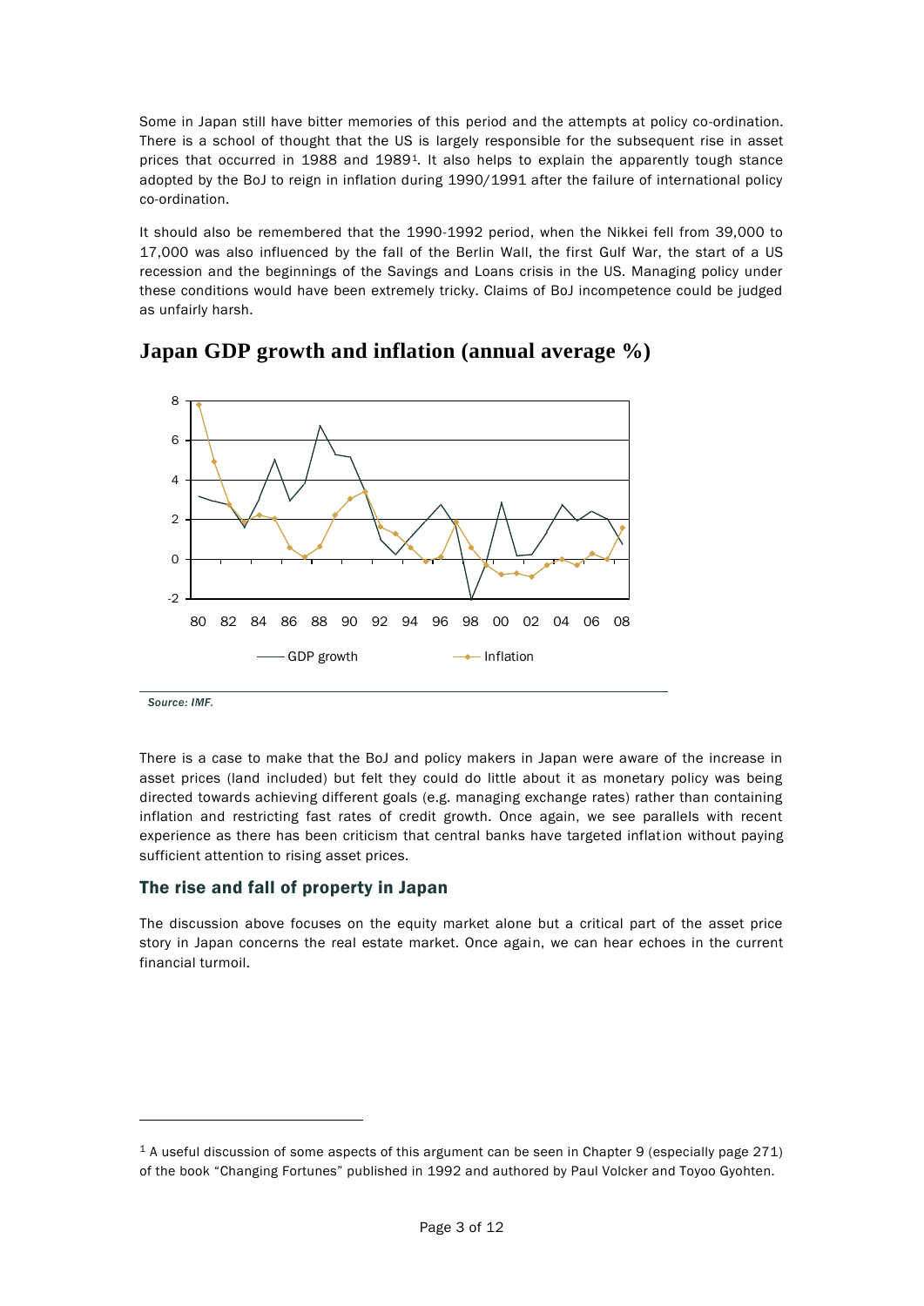Some in Japan still have bitter memories of this period and the attempts at policy co-ordination. There is a school of thought that the US is largely responsible for the subsequent rise in asset prices that occurred in 1988 and 1989[1]. It also helps to explain the apparently tough stance adopted by the BoJ to reign in inflation during 1990/1991 after the failure of international policy co-ordination.

It should also be remembered that the 1990-1992 period, when the Nikkei fell from 39,000 to 17,000 was also influenced by the fall of the Berlin Wall, the first Gulf War, the start of a US recession and the beginnings of the Savings and Loans crisis in the US. Managing policy under these conditions would have been extremely tricky. Claims of BoJ incompetence could be judged as unfairly harsh.

## Japan GDP growth and inflation (annual average %)

*Source: IMF.*

There is a case to make that the BoJ and policy makers in Japan were aware of the increase in asset prices (land included) but felt they could do little about it as monetary policy was being directed towards achieving different goals (e.g. managing exchange rates) rather than containing inflation and restricting fast rates of credit growth. Once again, we see parallels with recent experience as there has been criticism that central banks have targeted inflation without paying sufficient attention to rising asset prices.

### The rise and fall of property in Japan

The discussion above focuses on the equity market alone but a critical part of the asset price story in Japan concerns the real estate market. Once again, we can hear echoes in the current financial turmoil.

[1] A useful discussion of some aspects of this argument can be seen in Chapter 9 (especially page 271) of the book "Changing Fortunes" published in 1992 and authored by Paul Volcker and Toyoo Gyohten.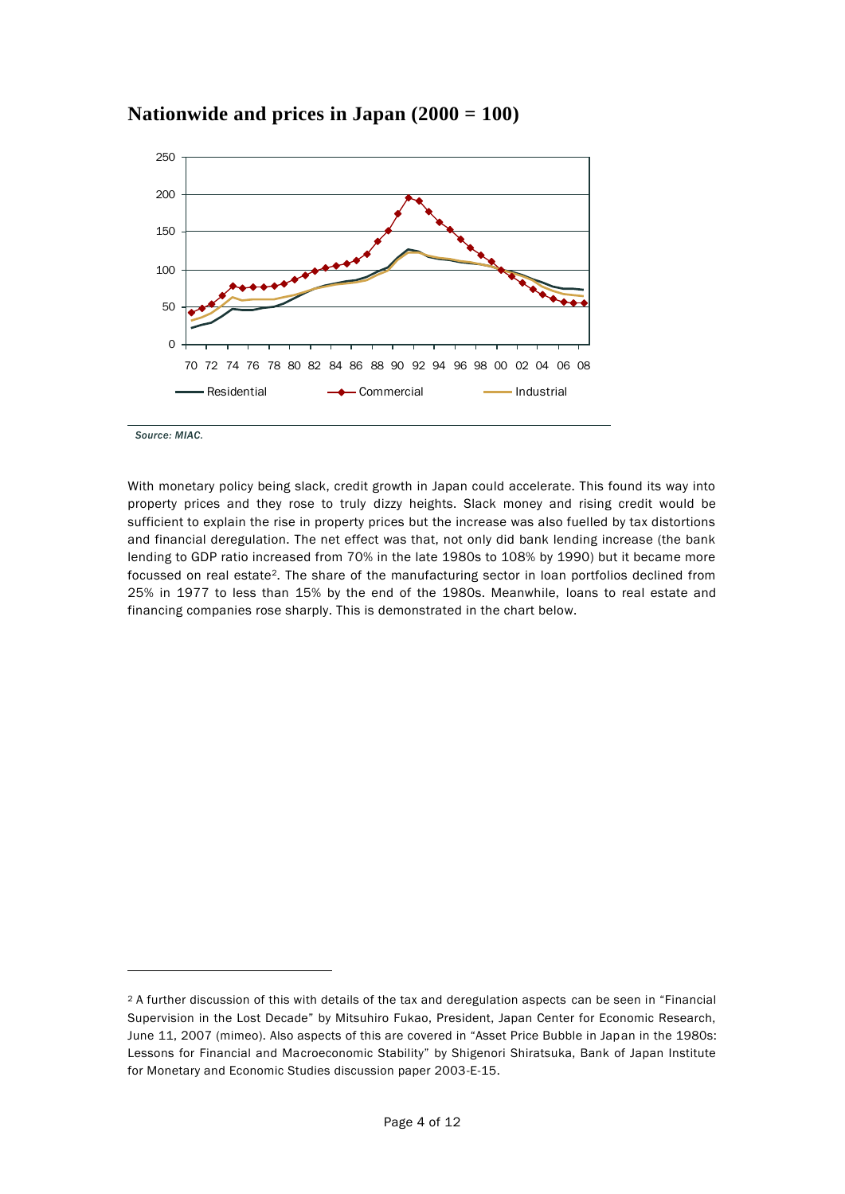## Nationwide and prices in Japan (2000 = 100)

*Source: MIAC.*

With monetary policy being slack, credit growth in Japan could accelerate. This found its way into property prices and they rose to truly dizzy heights. Slack money and rising credit would be sufficient to explain the rise in property prices but the increase was also fuelled by tax distortions and financial deregulation. The net effect was that, not only did bank lending increase (the bank lending to GDP ratio increased from 70% in the late 1980s to 108% by 1990) but it became more focussed on real estate[2]. The share of the manufacturing sector in loan portfolios declined from 25% in 1977 to less than 15% by the end of the 1980s. Meanwhile, loans to real estate and financing companies rose sharply. This is demonstrated in the chart below.

---

[2] A further discussion of this with details of the tax and deregulation aspects can be seen in "Financial Supervision in the Lost Decade" by Mitsuhiro Fukao, President, Japan Center for Economic Research, June 11, 2007 (mimeo). Also aspects of this are covered in "Asset Price Bubble in Japan in the 1980s: Lessons for Financial and Macroeconomic Stability" by Shigenori Shiratsuka, Bank of Japan Institute for Monetary and Economic Studies discussion paper 2003-E-15.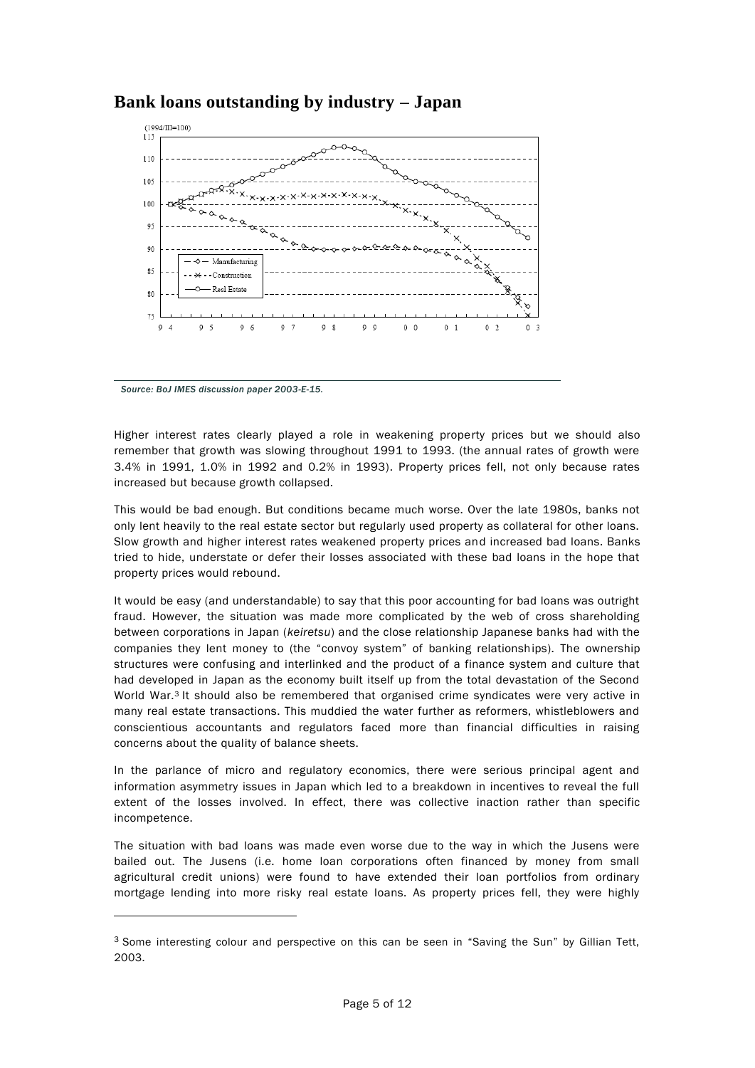## Bank loans outstanding by industry – Japan

*Source: BoJ IMES discussion paper 2003-E-15.*

Higher interest rates clearly played a role in weakening property prices but we should also remember that growth was slowing throughout 1991 to 1993. (the annual rates of growth were 3.4% in 1991, 1.0% in 1992 and 0.2% in 1993). Property prices fell, not only because rates increased but because growth collapsed.

This would be bad enough. But conditions became much worse. Over the late 1980s, banks not only lent heavily to the real estate sector but regularly used property as collateral for other loans. Slow growth and higher interest rates weakened property prices and increased bad loans. Banks tried to hide, understate or defer their losses associated with these bad loans in the hope that property prices would rebound.

It would be easy (and understandable) to say that this poor accounting for bad loans was outright fraud. However, the situation was made more complicated by the web of cross shareholding between corporations in Japan (*keiretsu*) and the close relationship Japanese banks had with the companies they lent money to (the "convoy system" of banking relationships). The ownership structures were confusing and interlinked and the product of a finance system and culture that had developed in Japan as the economy built itself up from the total devastation of the Second World War.[3] It should also be remembered that organised crime syndicates were very active in many real estate transactions. This muddied the water further as reformers, whistleblowers and conscientious accountants and regulators faced more than financial difficulties in raising concerns about the quality of balance sheets.

In the parlance of micro and regulatory economics, there were serious principal agent and information asymmetry issues in Japan which led to a breakdown in incentives to reveal the full extent of the losses involved. In effect, there was collective inaction rather than specific incompetence.

The situation with bad loans was made even worse due to the way in which the Jusens were bailed out. The Jusens (i.e. home loan corporations often financed by money from small agricultural credit unions) were found to have extended their loan portfolios from ordinary mortgage lending into more risky real estate loans. As property prices fell, they were highly

---

[3] Some interesting colour and perspective on this can be seen in "Saving the Sun" by Gillian Tett, 2003.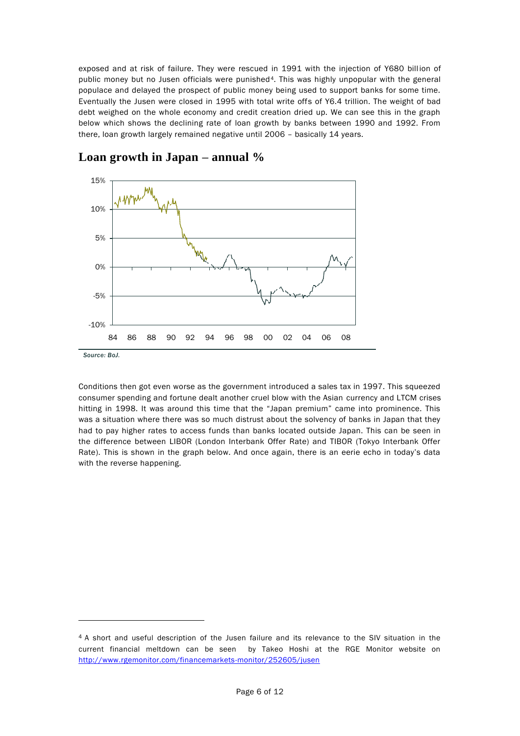exposed and at risk of failure. They were rescued in 1991 with the injection of Y680 billion of public money but no Jusen officials were punished[4]. This was highly unpopular with the general populace and delayed the prospect of public money being used to support banks for some time. Eventually the Jusen were closed in 1995 with total write offs of Y6.4 trillion. The weight of bad debt weighed on the whole economy and credit creation dried up. We can see this in the graph below which shows the declining rate of loan growth by banks between 1990 and 1992. From there, loan growth largely remained negative until 2006 – basically 14 years.

## Loan growth in Japan – annual %

*Source: BoJ.*

Conditions then got even worse as the government introduced a sales tax in 1997. This squeezed consumer spending and fortune dealt another cruel blow with the Asian currency and LTCM crises hitting in 1998. It was around this time that the "Japan premium" came into prominence. This was a situation where there was so much distrust about the solvency of banks in Japan that they had to pay higher rates to access funds than banks located outside Japan. This can be seen in the difference between LIBOR (London Interbank Offer Rate) and TIBOR (Tokyo Interbank Offer Rate). This is shown in the graph below. And once again, there is an eerie echo in today's data with the reverse happening.

---

[4] A short and useful description of the Jusen failure and its relevance to the SIV situation in the current financial meltdown can be seen by Takeo Hoshi at the RGE Monitor website on http://www.rgemonitor.com/financemarkets-monitor/252605/jusen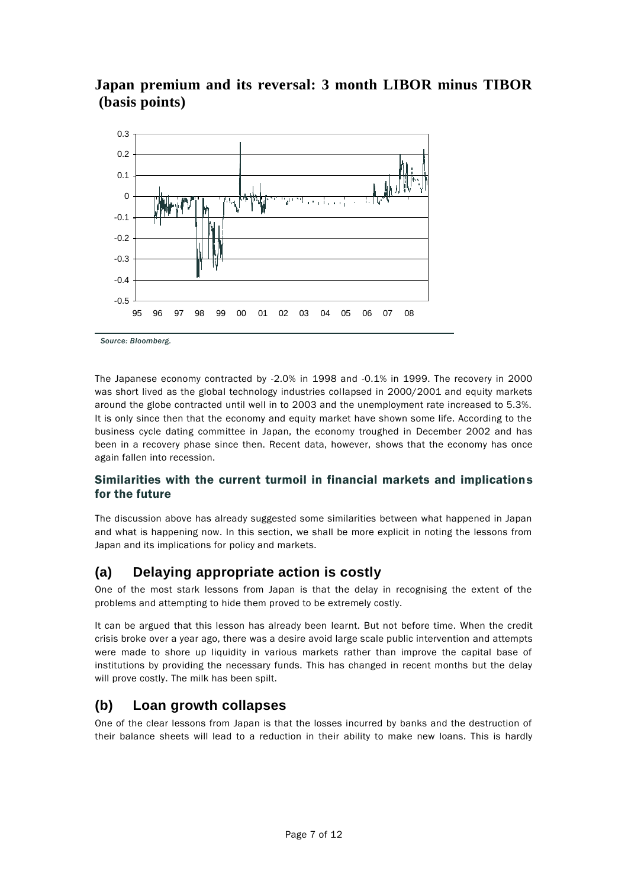## Japan premium and its reversal: 3 month LIBOR minus TIBOR (basis points)

*Source: Bloomberg.*

The Japanese economy contracted by -2.0% in 1998 and -0.1% in 1999. The recovery in 2000 was short lived as the global technology industries collapsed in 2000/2001 and equity markets around the globe contracted until well in to 2003 and the unemployment rate increased to 5.3%. It is only since then that the economy and equity market have shown some life. According to the business cycle dating committee in Japan, the economy troughed in December 2002 and has been in a recovery phase since then. Recent data, however, shows that the economy has once again fallen into recession.

### Similarities with the current turmoil in financial markets and implications for the future

The discussion above has already suggested some similarities between what happened in Japan and what is happening now. In this section, we shall be more explicit in noting the lessons from Japan and its implications for policy and markets.

## (a) Delaying appropriate action is costly

One of the most stark lessons from Japan is that the delay in recognising the extent of the problems and attempting to hide them proved to be extremely costly.

It can be argued that this lesson has already been learnt. But not before time. When the credit crisis broke over a year ago, there was a desire avoid large scale public intervention and attempts were made to shore up liquidity in various markets rather than improve the capital base of institutions by providing the necessary funds. This has changed in recent months but the delay will prove costly. The milk has been spilt.

## (b) Loan growth collapses

One of the clear lessons from Japan is that the losses incurred by banks and the destruction of their balance sheets will lead to a reduction in their ability to make new loans. This is hardly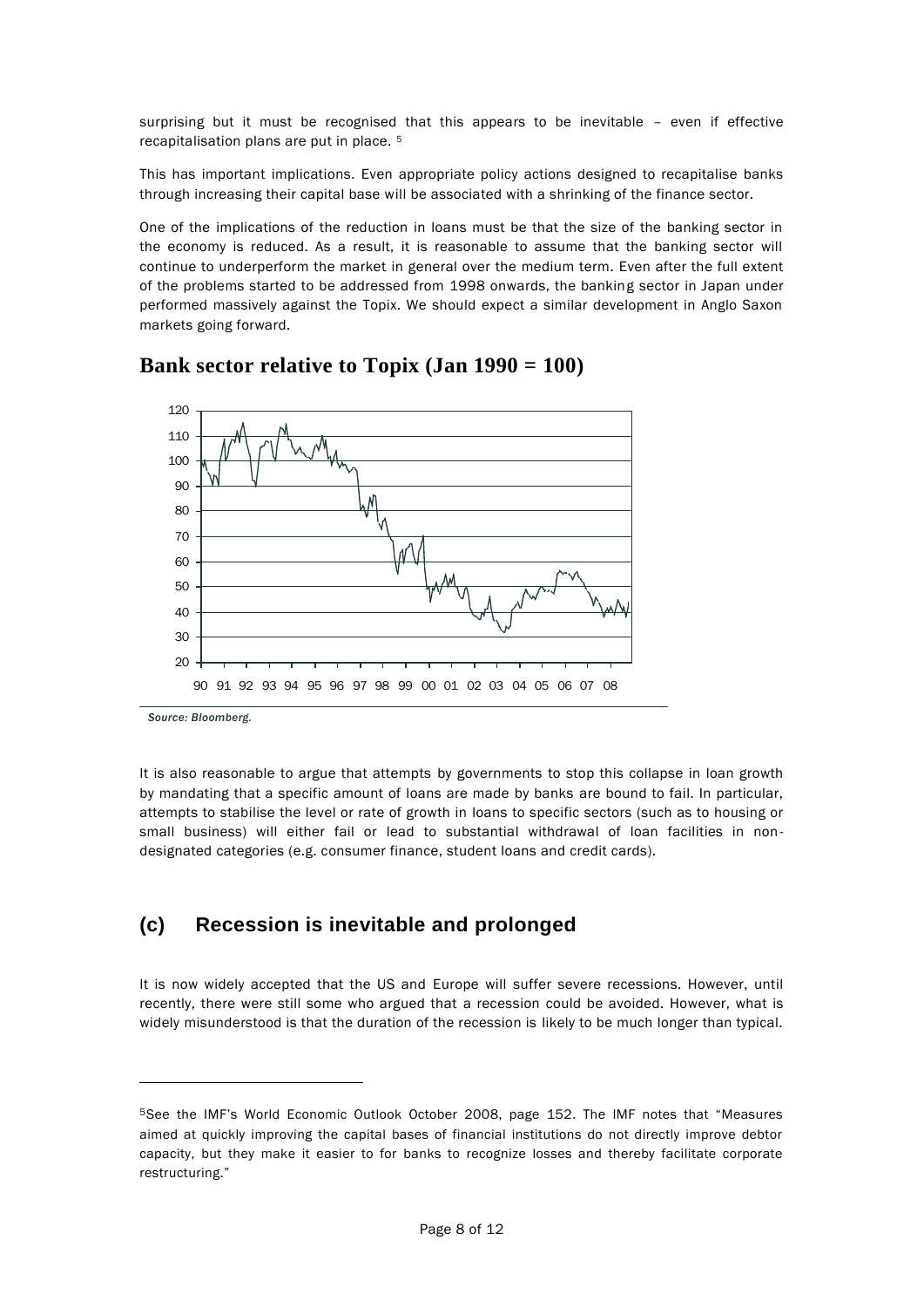surprising but it must be recognised that this appears to be inevitable – even if effective recapitalisation plans are put in place. [5]

This has important implications. Even appropriate policy actions designed to recapitalise banks through increasing their capital base will be associated with a shrinking of the finance sector.

One of the implications of the reduction in loans must be that the size of the banking sector in the economy is reduced. As a result, it is reasonable to assume that the banking sector will continue to underperform the market in general over the medium term. Even after the full extent of the problems started to be addressed from 1998 onwards, the banking sector in Japan under performed massively against the Topix. We should expect a similar development in Anglo Saxon markets going forward.

## Bank sector relative to Topix (Jan 1990 = 100)

*Source: Bloomberg.*

It is also reasonable to argue that attempts by governments to stop this collapse in loan growth by mandating that a specific amount of loans are made by banks are bound to fail. In particular, attempts to stabilise the level or rate of growth in loans to specific sectors (such as to housing or small business) will either fail or lead to substantial withdrawal of loan facilities in non-designated categories (e.g. consumer finance, student loans and credit cards).

## (c) Recession is inevitable and prolonged

It is now widely accepted that the US and Europe will suffer severe recessions. However, until recently, there were still some who argued that a recession could be avoided. However, what is widely misunderstood is that the duration of the recession is likely to be much longer than typical.

---

[5] See the IMF's World Economic Outlook October 2008, page 152. The IMF notes that "Measures aimed at quickly improving the capital bases of financial institutions do not directly improve debtor capacity, but they make it easier to for banks to recognize losses and thereby facilitate corporate restructuring."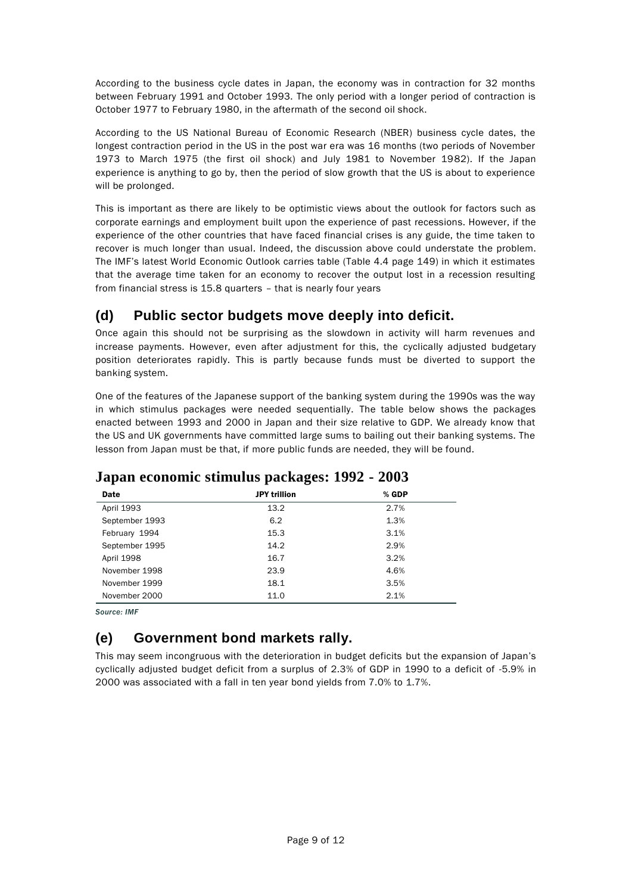According to the business cycle dates in Japan, the economy was in contraction for 32 months between February 1991 and October 1993. The only period with a longer period of contraction is October 1977 to February 1980, in the aftermath of the second oil shock.

According to the US National Bureau of Economic Research (NBER) business cycle dates, the longest contraction period in the US in the post war era was 16 months (two periods of November 1973 to March 1975 (the first oil shock) and July 1981 to November 1982). If the Japan experience is anything to go by, then the period of slow growth that the US is about to experience will be prolonged.

This is important as there are likely to be optimistic views about the outlook for factors such as corporate earnings and employment built upon the experience of past recessions. However, if the experience of the other countries that have faced financial crises is any guide, the time taken to recover is much longer than usual. Indeed, the discussion above could understate the problem. The IMF's latest World Economic Outlook carries table (Table 4.4 page 149) in which it estimates that the average time taken for an economy to recover the output lost in a recession resulting from financial stress is 15.8 quarters – that is nearly four years

## (d) Public sector budgets move deeply into deficit.

Once again this should not be surprising as the slowdown in activity will harm revenues and increase payments. However, even after adjustment for this, the cyclically adjusted budgetary position deteriorates rapidly. This is partly because funds must be diverted to support the banking system.

One of the features of the Japanese support of the banking system during the 1990s was the way in which stimulus packages were needed sequentially. The table below shows the packages enacted between 1993 and 2000 in Japan and their size relative to GDP. We already know that the US and UK governments have committed large sums to bailing out their banking systems. The lesson from Japan must be that, if more public funds are needed, they will be found.

### Japan economic stimulus packages: 1992 - 2003

| Date | JPY trillion | % GDP |
|---|---|---|
| April 1993 | 13.2 | 2.7% |
| September 1993 | 6.2 | 1.3% |
| February 1994 | 15.3 | 3.1% |
| September 1995 | 14.2 | 2.9% |
| April 1998 | 16.7 | 3.2% |
| November 1998 | 23.9 | 4.6% |
| November 1999 | 18.1 | 3.5% |
| November 2000 | 11.0 | 2.1% |

*Source: IMF*

## (e) Government bond markets rally.

This may seem incongruous with the deterioration in budget deficits but the expansion of Japan's cyclically adjusted budget deficit from a surplus of 2.3% of GDP in 1990 to a deficit of -5.9% in 2000 was associated with a fall in ten year bond yields from 7.0% to 1.7%.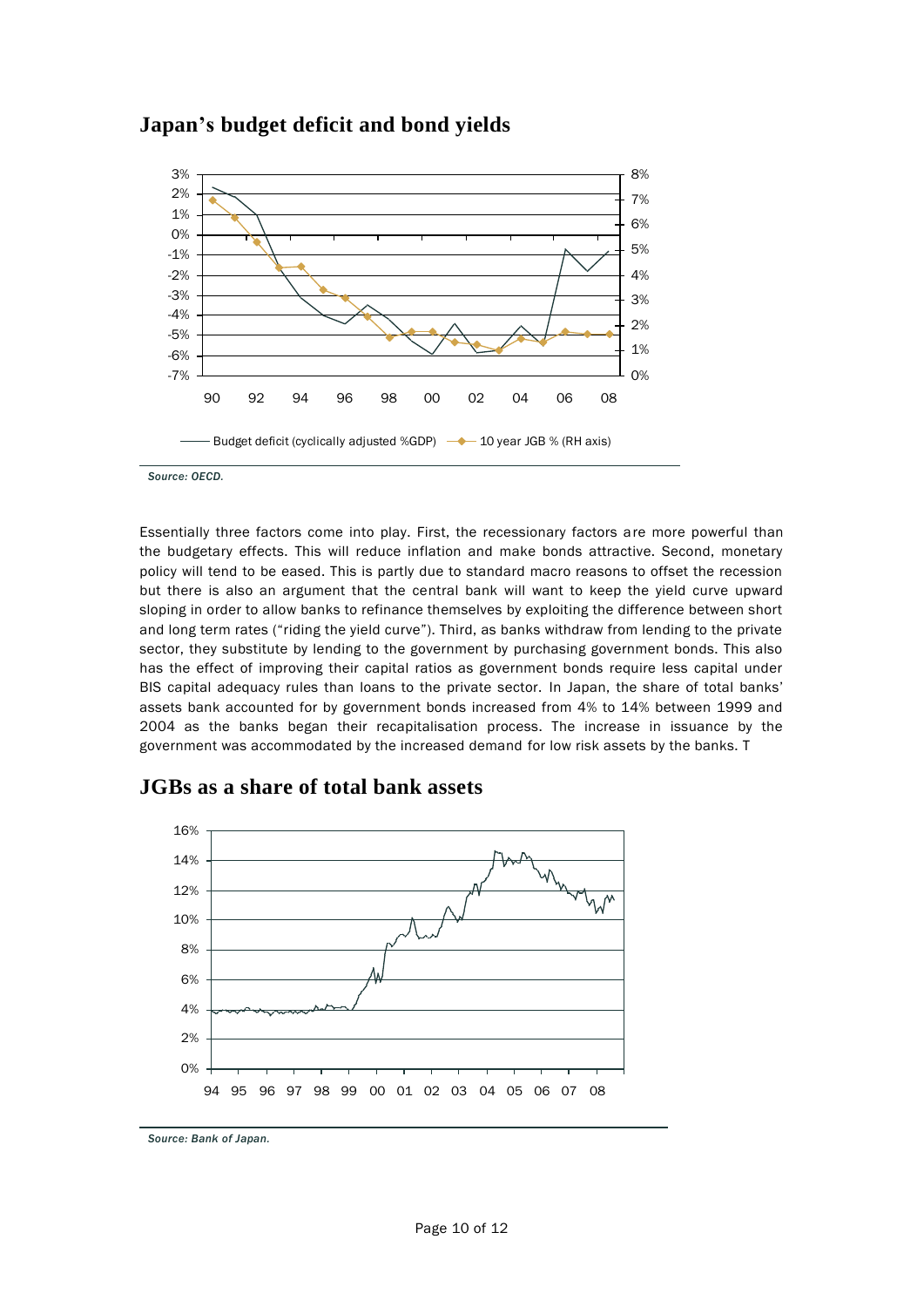## Japan's budget deficit and bond yields

*Source: OECD.*

Essentially three factors come into play. First, the recessionary factors are more powerful than the budgetary effects. This will reduce inflation and make bonds attractive. Second, monetary policy will tend to be eased. This is partly due to standard macro reasons to offset the recession but there is also an argument that the central bank will want to keep the yield curve upward sloping in order to allow banks to refinance themselves by exploiting the difference between short and long term rates ("riding the yield curve"). Third, as banks withdraw from lending to the private sector, they substitute by lending to the government by purchasing government bonds. This also has the effect of improving their capital ratios as government bonds require less capital under BIS capital adequacy rules than loans to the private sector. In Japan, the share of total banks' assets bank accounted for by government bonds increased from 4% to 14% between 1999 and 2004 as the banks began their recapitalisation process. The increase in issuance by the government was accommodated by the increased demand for low risk assets by the banks. T

## JGBs as a share of total bank assets

*Source: Bank of Japan.*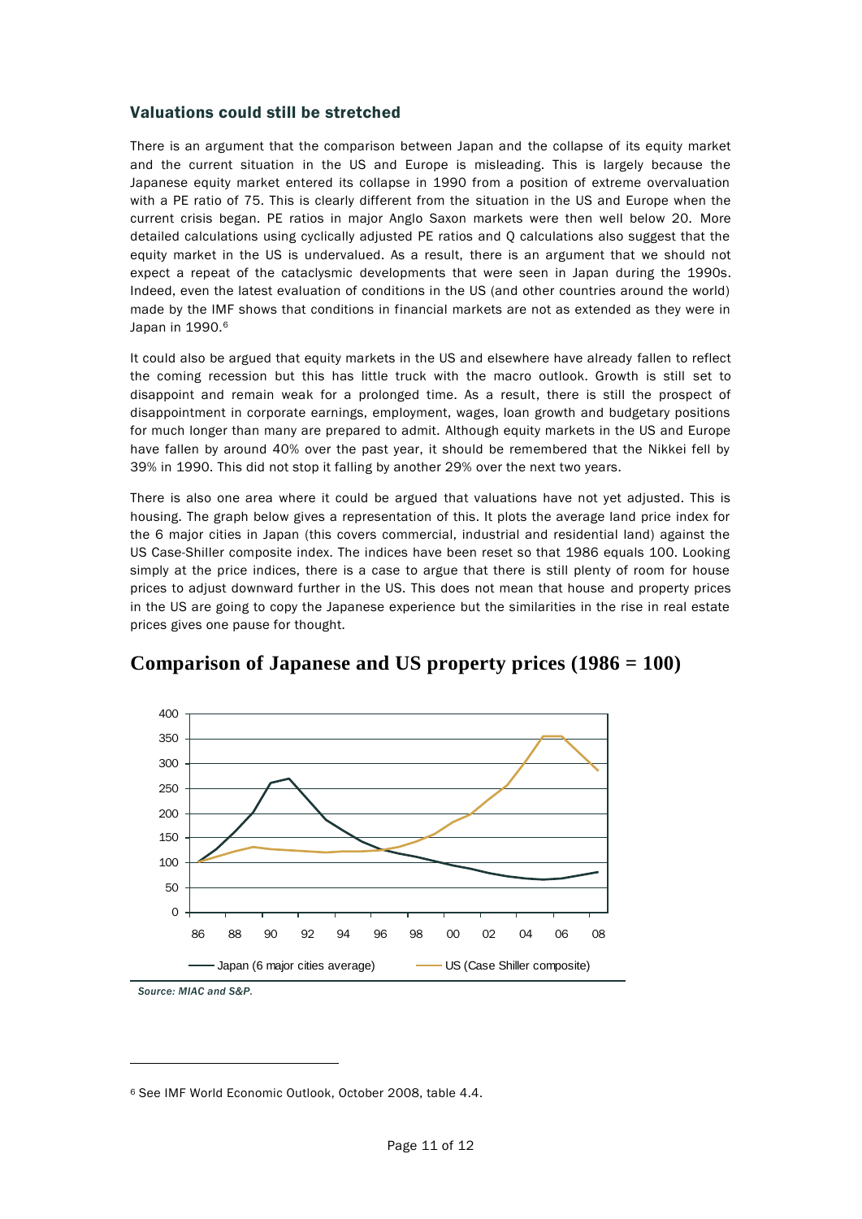### Valuations could still be stretched

There is an argument that the comparison between Japan and the collapse of its equity market and the current situation in the US and Europe is misleading. This is largely because the Japanese equity market entered its collapse in 1990 from a position of extreme overvaluation with a PE ratio of 75. This is clearly different from the situation in the US and Europe when the current crisis began. PE ratios in major Anglo Saxon markets were then well below 20. More detailed calculations using cyclically adjusted PE ratios and Q calculations also suggest that the equity market in the US is undervalued. As a result, there is an argument that we should not expect a repeat of the cataclysmic developments that were seen in Japan during the 1990s. Indeed, even the latest evaluation of conditions in the US (and other countries around the world) made by the IMF shows that conditions in financial markets are not as extended as they were in Japan in 1990.[6]

It could also be argued that equity markets in the US and elsewhere have already fallen to reflect the coming recession but this has little truck with the macro outlook. Growth is still set to disappoint and remain weak for a prolonged time. As a result, there is still the prospect of disappointment in corporate earnings, employment, wages, loan growth and budgetary positions for much longer than many are prepared to admit. Although equity markets in the US and Europe have fallen by around 40% over the past year, it should be remembered that the Nikkei fell by 39% in 1990. This did not stop it falling by another 29% over the next two years.

There is also one area where it could be argued that valuations have not yet adjusted. This is housing. The graph below gives a representation of this. It plots the average land price index for the 6 major cities in Japan (this covers commercial, industrial and residential land) against the US Case-Shiller composite index. The indices have been reset so that 1986 equals 100. Looking simply at the price indices, there is a case to argue that there is still plenty of room for house prices to adjust downward further in the US. This does not mean that house and property prices in the US are going to copy the Japanese experience but the similarities in the rise in real estate prices gives one pause for thought.

## Comparison of Japanese and US property prices (1986 = 100)

*Source: MIAC and S&P.*

---

[6] See IMF World Economic Outlook, October 2008, table 4.4.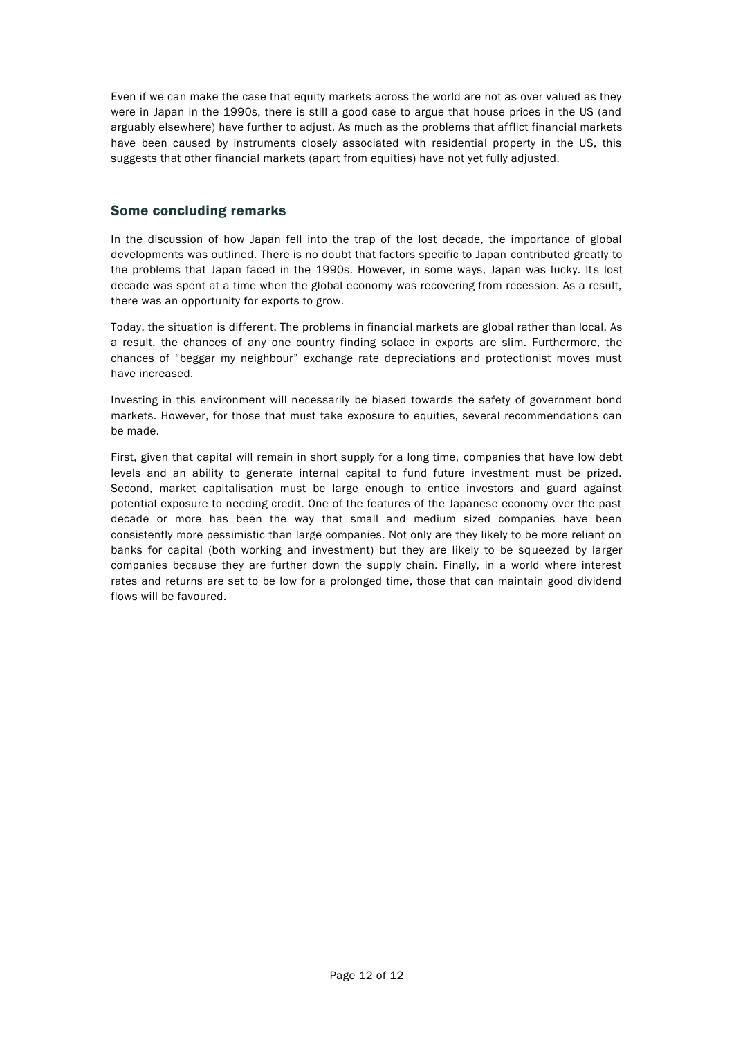Even if we can make the case that equity markets across the world are not as over valued as they were in Japan in the 1990s, there is still a good case to argue that house prices in the US (and arguably elsewhere) have further to adjust. As much as the problems that afflict financial markets have been caused by instruments closely associated with residential property in the US, this suggests that other financial markets (apart from equities) have not yet fully adjusted.

## Some concluding remarks

In the discussion of how Japan fell into the trap of the lost decade, the importance of global developments was outlined. There is no doubt that factors specific to Japan contributed greatly to the problems that Japan faced in the 1990s. However, in some ways, Japan was lucky. Its lost decade was spent at a time when the global economy was recovering from recession. As a result, there was an opportunity for exports to grow.

Today, the situation is different. The problems in financial markets are global rather than local. As a result, the chances of any one country finding solace in exports are slim. Furthermore, the chances of "beggar my neighbour" exchange rate depreciations and protectionist moves must have increased.

Investing in this environment will necessarily be biased towards the safety of government bond markets. However, for those that must take exposure to equities, several recommendations can be made.

First, given that capital will remain in short supply for a long time, companies that have low debt levels and an ability to generate internal capital to fund future investment must be prized. Second, market capitalisation must be large enough to entice investors and guard against potential exposure to needing credit. One of the features of the Japanese economy over the past decade or more has been the way that small and medium sized companies have been consistently more pessimistic than large companies. Not only are they likely to be more reliant on banks for capital (both working and investment) but they are likely to be squeezed by larger companies because they are further down the supply chain. Finally, in a world where interest rates and returns are set to be low for a prolonged time, those that can maintain good dividend flows will be favoured.